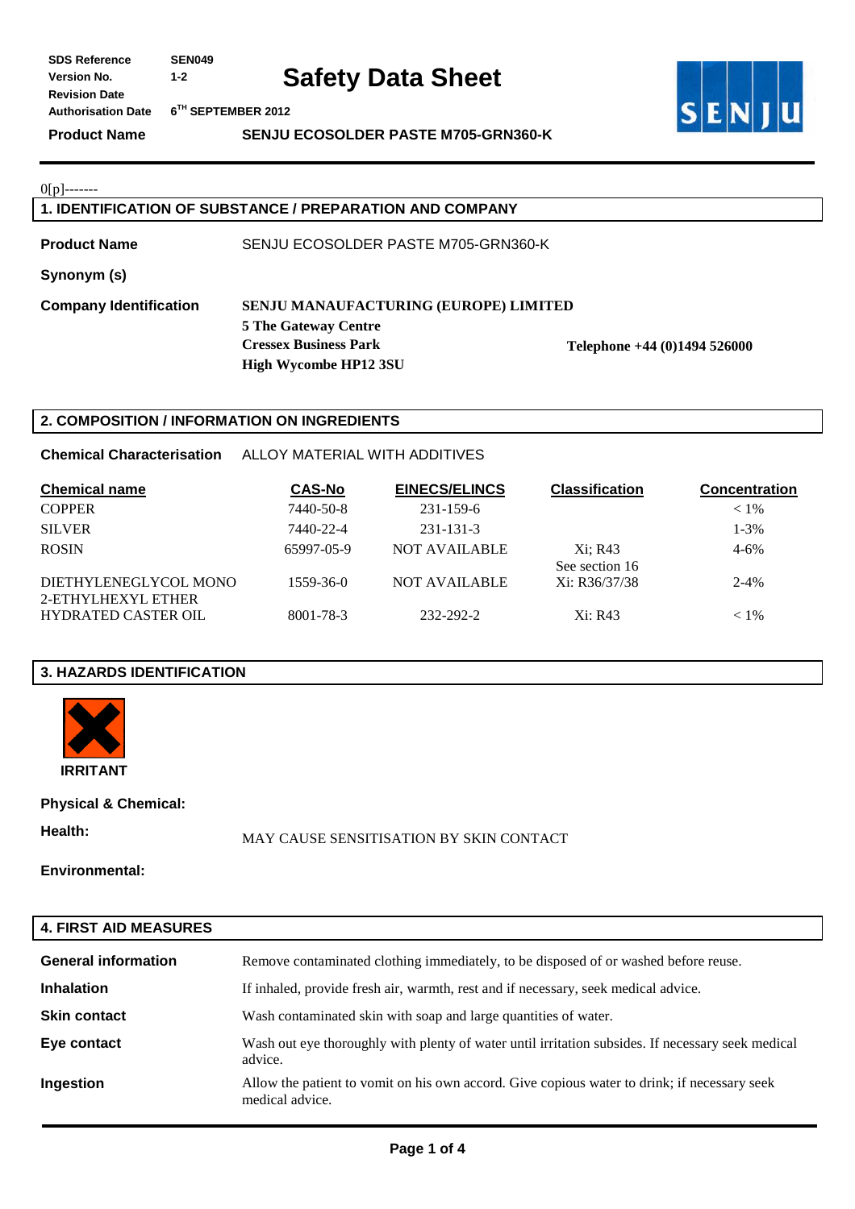| SDS Reference | SEN049 |
|---|---|
| Version No. | 1-2 |
| Revision Date | |
| Authorisation Date | 6TH SEPTEMBER 2012 |

# Safety Data Sheet

**Product Name** SENJU ECOSOLDER PASTE M705-GRN360-K

0[p]-------

## 1. IDENTIFICATION OF SUBSTANCE / PREPARATION AND COMPANY

**Product Name** SENJU ECOSOLDER PASTE M705-GRN360-K

**Synonym (s)**

**Company Identification**

**SENJU MANAUFACTURING (EUROPE) LIMITED**
**5 The Gateway Centre**
**Cressex Business Park**
**High Wycombe HP12 3SU**

**Telephone +44 (0)1494 526000**

## 2. COMPOSITION / INFORMATION ON INGREDIENTS

**Chemical Characterisation** ALLOY MATERIAL WITH ADDITIVES

| Chemical name | CAS-No | EINECS/ELINCS | Classification | Concentration |
|---|---|---|---|---|
| COPPER | 7440-50-8 | 231-159-6 | | < 1% |
| SILVER | 7440-22-4 | 231-131-3 | | 1-3% |
| ROSIN | 65997-05-9 | NOT AVAILABLE | Xi; R43 See section 16 | 4-6% |
| DIETHYLENEGLYCOL MONO 2-ETHYLHEXYL ETHER | 1559-36-0 | NOT AVAILABLE | Xi: R36/37/38 | 2-4% |
| HYDRATED CASTER OIL | 8001-78-3 | 232-292-2 | Xi: R43 | < 1% |

## 3. HAZARDS IDENTIFICATION

IRRITANT

**Physical & Chemical:**

**Health:** MAY CAUSE SENSITISATION BY SKIN CONTACT

**Environmental:**

## 4. FIRST AID MEASURES

**General information** Remove contaminated clothing immediately, to be disposed of or washed before reuse.

**Inhalation** If inhaled, provide fresh air, warmth, rest and if necessary, seek medical advice.

**Skin contact** Wash contaminated skin with soap and large quantities of water.

**Eye contact** Wash out eye thoroughly with plenty of water until irritation subsides. If necessary seek medical advice.

**Ingestion** Allow the patient to vomit on his own accord. Give copious water to drink; if necessary seek medical advice.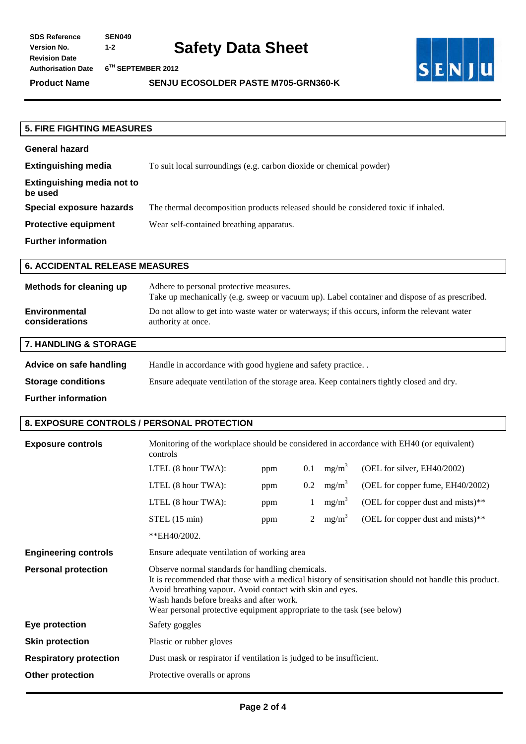## 5. FIRE FIGHTING MEASURES

**General hazard**

**Extinguishing media** To suit local surroundings (e.g. carbon dioxide or chemical powder)

**Extinguishing media not to be used**

**Special exposure hazards** The thermal decomposition products released should be considered toxic if inhaled.

**Protective equipment** Wear self-contained breathing apparatus.

**Further information**

## 6. ACCIDENTAL RELEASE MEASURES

**Methods for cleaning up** Adhere to personal protective measures.
Take up mechanically (e.g. sweep or vacuum up). Label container and dispose of as prescribed.

**Environmental considerations** Do not allow to get into waste water or waterways; if this occurs, inform the relevant water authority at once.

## 7. HANDLING & STORAGE

**Advice on safe handling** Handle in accordance with good hygiene and safety practice. .

**Storage conditions** Ensure adequate ventilation of the storage area. Keep containers tightly closed and dry.

**Further information**

## 8. EXPOSURE CONTROLS / PERSONAL PROTECTION

**Exposure controls** Monitoring of the workplace should be considered in accordance with EH40 (or equivalent) controls

| | | | | |
|---|---|---|---|---|
| LTEL (8 hour TWA): | ppm | 0.1 | $mg/m^3$ | (OEL for silver, EH40/2002) |
| LTEL (8 hour TWA): | ppm | 0.2 | $mg/m^3$ | (OEL for copper fume, EH40/2002) |
| LTEL (8 hour TWA): | ppm | 1 | $mg/m^3$ | (OEL for copper dust and mists)** |
| STEL (15 min) | ppm | 2 | $mg/m^3$ | (OEL for copper dust and mists)** |

**EH40/2002.

**Engineering controls** Ensure adequate ventilation of working area

**Personal protection** Observe normal standards for handling chemicals.
It is recommended that those with a medical history of sensitisation should not handle this product.
Avoid breathing vapour. Avoid contact with skin and eyes.
Wash hands before breaks and after work.
Wear personal protective equipment appropriate to the task (see below)

**Eye protection** Safety goggles

**Skin protection** Plastic or rubber gloves

**Respiratory protection** Dust mask or respirator if ventilation is judged to be insufficient.

**Other protection** Protective overalls or aprons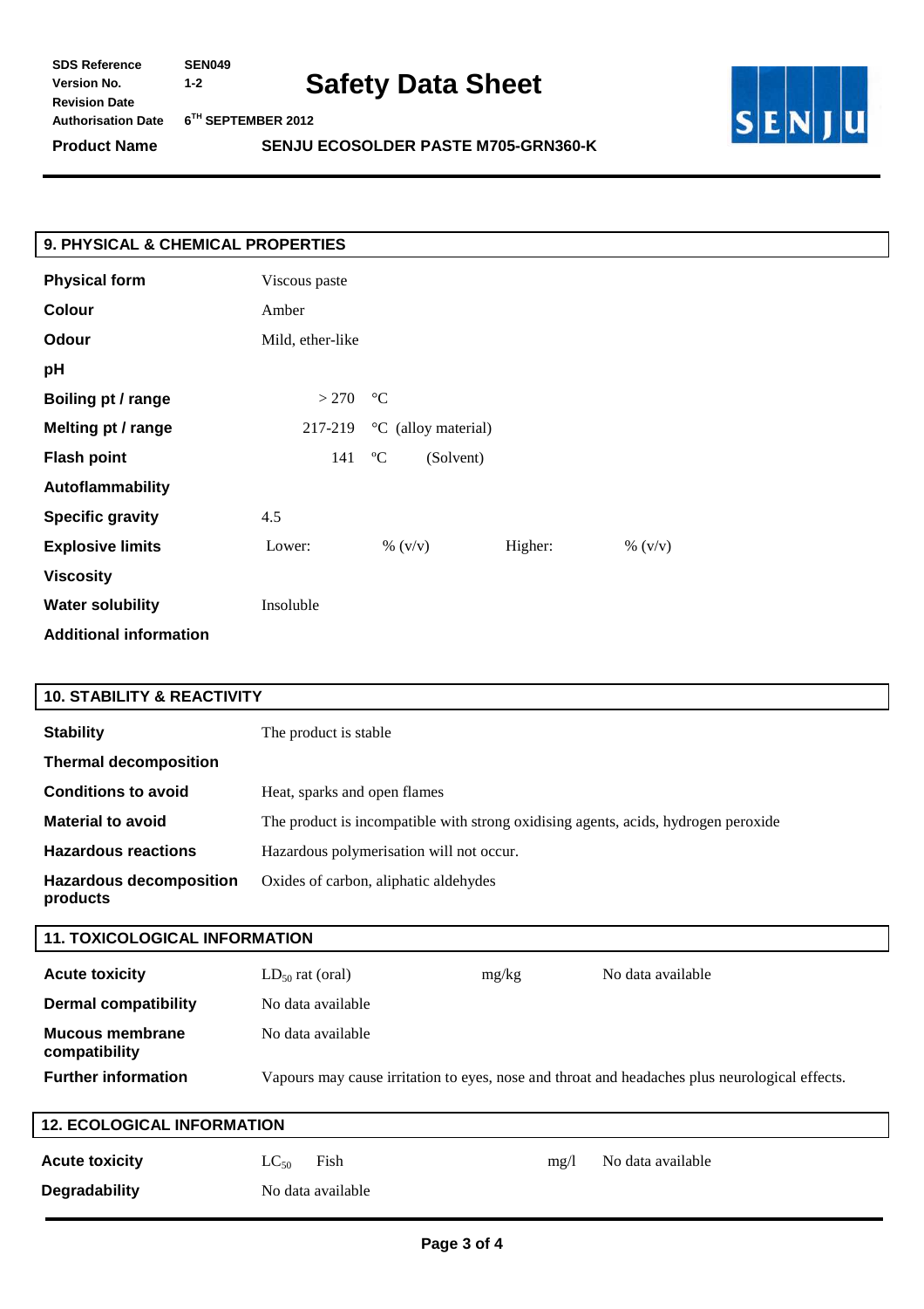| SDS Reference | SEN049 |
|---|---|
| Version No. | 1-2 |
| Revision Date | |
| Authorisation Date | 6TH SEPTEMBER 2012 |
| **Product Name** | **SENJU ECOSOLDER PASTE M705-GRN360-K** |

# Safety Data Sheet

## 9. PHYSICAL & CHEMICAL PROPERTIES

| | | | | |
|---|---|---|---|---|
| **Physical form** | Viscous paste | | | |
| **Colour** | Amber | | | |
| **Odour** | Mild, ether-like | | | |
| **pH** | | | | |
| **Boiling pt / range** | > 270 °C | | | |
| **Melting pt / range** | 217-219 °C (alloy material) | | | |
| **Flash point** | 141 °C (Solvent) | | | |
| **Autoflammability** | | | | |
| **Specific gravity** | 4.5 | | | |
| **Explosive limits** | Lower: | % (v/v) | Higher: | % (v/v) |
| **Viscosity** | | | | |
| **Water solubility** | Insoluble | | | |
| **Additional information** | | | | |

## 10. STABILITY & REACTIVITY

| | |
|---|---|
| **Stability** | The product is stable |
| **Thermal decomposition** | |
| **Conditions to avoid** | Heat, sparks and open flames |
| **Material to avoid** | The product is incompatible with strong oxidising agents, acids, hydrogen peroxide |
| **Hazardous reactions** | Hazardous polymerisation will not occur. |
| **Hazardous decomposition products** | Oxides of carbon, aliphatic aldehydes |

## 11. TOXICOLOGICAL INFORMATION

| | | | |
|---|---|---|---|
| **Acute toxicity** | $LD_{50}$ rat (oral) | mg/kg | No data available |
| **Dermal compatibility** | No data available | | |
| **Mucous membrane compatibility** | No data available | | |
| **Further information** | Vapours may cause irritation to eyes, nose and throat and headaches plus neurological effects. | | |

## 12. ECOLOGICAL INFORMATION

| | | | |
|---|---|---|---|
| **Acute toxicity** | $LC_{50}$ Fish | mg/l | No data available |
| **Degradability** | No data available | | |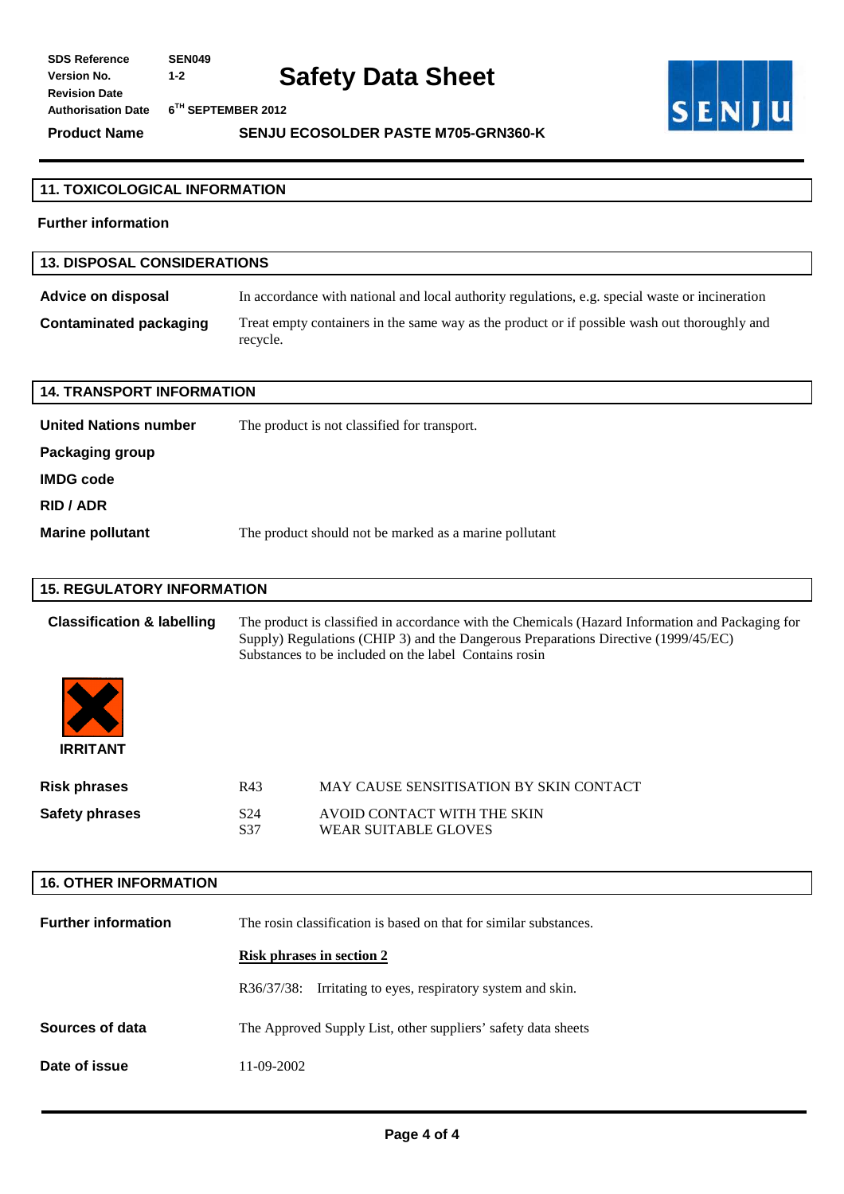| SDS Reference | SEN049 |
|---|---|
| Version No. | 1-2 |
| Revision Date | |
| Authorisation Date | 6TH SEPTEMBER 2012 |

# Safety Data Sheet

**Product Name** SENJU ECOSOLDER PASTE M705-GRN360-K

## 11. TOXICOLOGICAL INFORMATION

**Further information**

## 13. DISPOSAL CONSIDERATIONS

| | |
|---|---|
| **Advice on disposal** | In accordance with national and local authority regulations, e.g. special waste or incineration |
| **Contaminated packaging** | Treat empty containers in the same way as the product or if possible wash out thoroughly and recycle. |

## 14. TRANSPORT INFORMATION

| | |
|---|---|
| **United Nations number** | The product is not classified for transport. |
| **Packaging group** | |
| **IMDG code** | |
| **RID / ADR** | |
| **Marine pollutant** | The product should not be marked as a marine pollutant |

## 15. REGULATORY INFORMATION

**Classification & labelling**

The product is classified in accordance with the Chemicals (Hazard Information and Packaging for Supply) Regulations (CHIP 3) and the Dangerous Preparations Directive (1999/45/EC)
Substances to be included on the label Contains rosin

IRRITANT

| | | |
|---|---|---|
| **Risk phrases** | R43 | MAY CAUSE SENSITISATION BY SKIN CONTACT |
| **Safety phrases** | S24 | AVOID CONTACT WITH THE SKIN |
| | S37 | WEAR SUITABLE GLOVES |

## 16. OTHER INFORMATION

**Further information**

The rosin classification is based on that for similar substances.

<u>**Risk phrases in section 2**</u>

R36/37/38: Irritating to eyes, respiratory system and skin.

**Sources of data** The Approved Supply List, other suppliers' safety data sheets

**Date of issue** 11-09-2002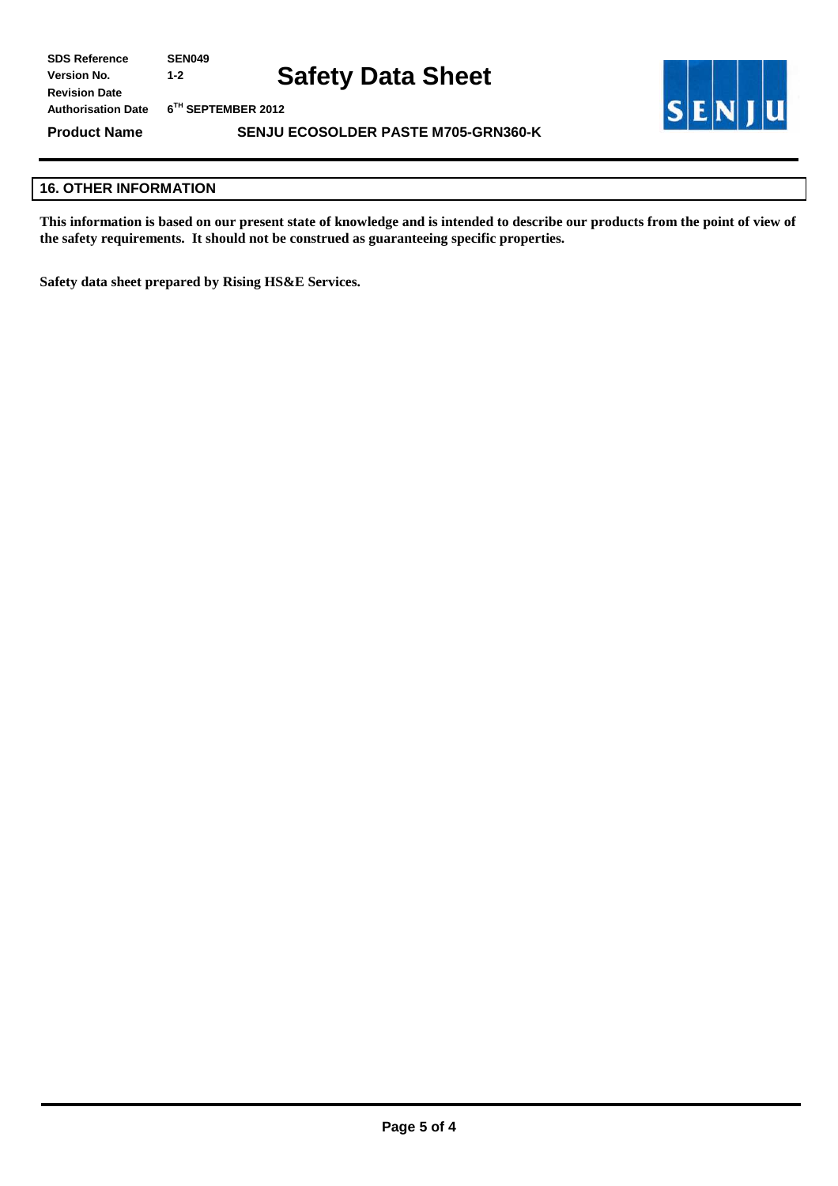## 16. OTHER INFORMATION

**This information is based on our present state of knowledge and is intended to describe our products from the point of view of the safety requirements. It should not be construed as guaranteeing specific properties.**

**Safety data sheet prepared by Rising HS&E Services.**